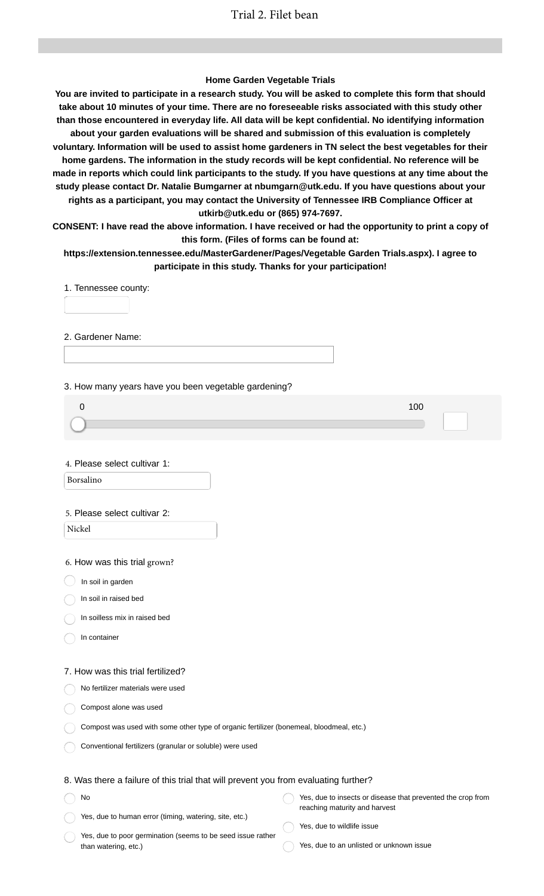# Trial 2. Filet bean

**Home Garden Vegetable Trials**

**You are invited to participate in a research study. You will be asked to complete this form that should take about 10 minutes of your time. There are no foreseeable risks associated with this study other than those encountered in everyday life. All data will be kept confidential. No identifying information about your garden evaluations will be shared and submission of this evaluation is completely voluntary. Information will be used to assist home gardeners in TN select the best vegetables for their home gardens. The information in the study records will be kept confidential. No reference will be made in reports which could link participants to the study. If you have questions at any time about the study please contact Dr. Natalie Bumgarner at nbumgarn@utk.edu. If you have questions about your rights as a participant, you may contact the University of Tennessee IRB Compliance Officer at utkirb@utk.edu or (865) 974-7697.**

**CONSENT: I have read the above information. I have received or had the opportunity to print a copy of this form. (Files of forms can be found at: https://extension.tennessee.edu/MasterGardener/Pages/Vegetable Garden Trials.aspx). I agree to participate in this study. Thanks for your participation!**

1. Tennessee county:

2. Gardener Name:

3. How many years have you been vegetable gardening?

0 — 100

4. Please select cultivar 1:

Borsalino

5. Please select cultivar 2:

Nickel

6. How was this trial grown?

- In soil in garden
- In soil in raised bed
- In soilless mix in raised bed
- In container

7. How was this trial fertilized?

- No fertilizer materials were used
- Compost alone was used
- Compost was used with some other type of organic fertilizer (bonemeal, bloodmeal, etc.)
- Conventional fertilizers (granular or soluble) were used

8. Was there a failure of this trial that will prevent you from evaluating further?

- No
- Yes, due to human error (timing, watering, site, etc.)
- Yes, due to poor germination (seems to be seed issue rather than watering, etc.)
- Yes, due to insects or disease that prevented the crop from reaching maturity and harvest
- Yes, due to wildlife issue
- Yes, due to an unlisted or unknown issue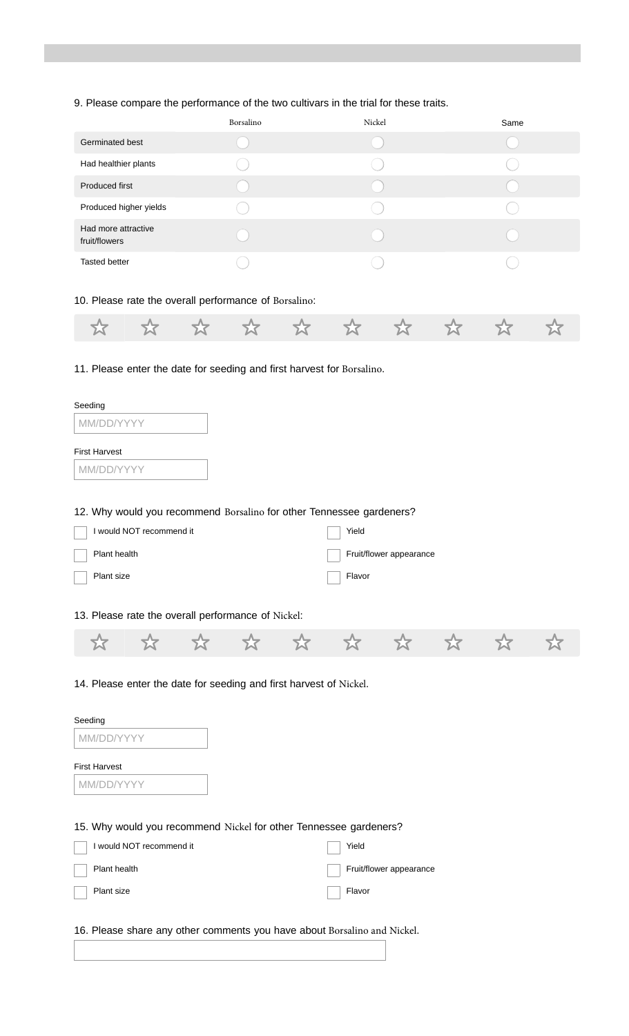9. Please compare the performance of the two cultivars in the trial for these traits.

| | Borsalino | Nickel | Same |
|---|---|---|---|
| Germinated best | ◯ | ◯ | ◯ |
| Had healthier plants | ◯ | ◯ | ◯ |
| Produced first | ◯ | ◯ | ◯ |
| Produced higher yields | ◯ | ◯ | ◯ |
| Had more attractive fruit/flowers | ◯ | ◯ | ◯ |
| Tasted better | ◯ | ◯ | ◯ |

10. Please rate the overall performance of Borsalino:

☆ ☆ ☆ ☆ ☆ ☆ ☆ ☆ ☆ ☆

11. Please enter the date for seeding and first harvest for Borsalino.

Seeding

MM/DD/YYYY

First Harvest

MM/DD/YYYY

12. Why would you recommend Borsalino for other Tennessee gardeners?

- ☐ I would NOT recommend it
- ☐ Plant health
- ☐ Plant size
- ☐ Yield
- ☐ Fruit/flower appearance
- ☐ Flavor

13. Please rate the overall performance of Nickel:

☆ ☆ ☆ ☆ ☆ ☆ ☆ ☆ ☆ ☆

14. Please enter the date for seeding and first harvest of Nickel.

Seeding

MM/DD/YYYY

First Harvest

MM/DD/YYYY

15. Why would you recommend Nickel for other Tennessee gardeners?

- ☐ I would NOT recommend it
- ☐ Plant health
- ☐ Plant size
- ☐ Yield
- ☐ Fruit/flower appearance
- ☐ Flavor

16. Please share any other comments you have about Borsalino and Nickel.